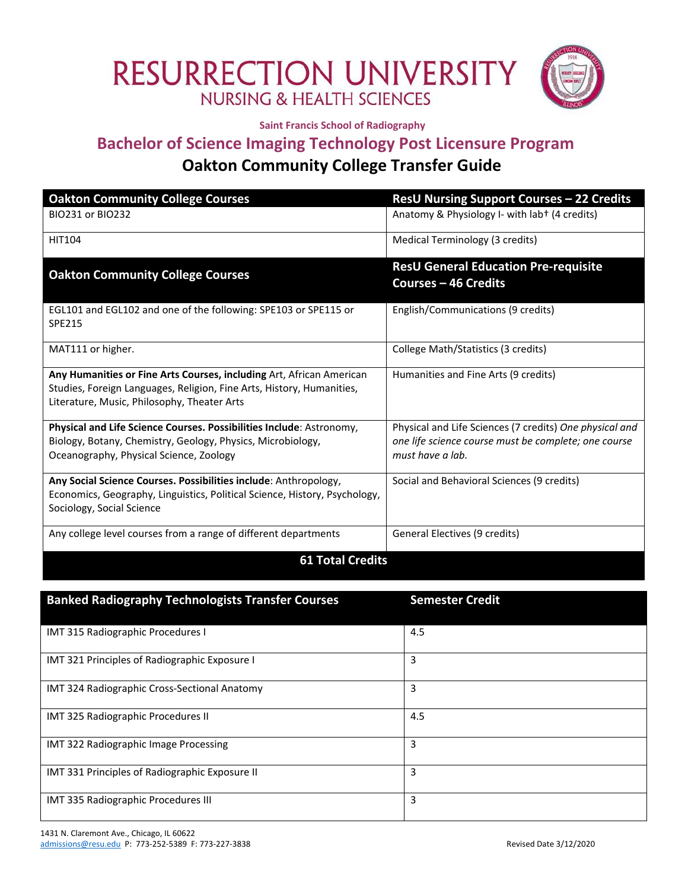# RESURRECTION UNIVERSITY
## NURSING & HEALTH SCIENCES

**Saint Francis School of Radiography**

## Bachelor of Science Imaging Technology Post Licensure Program

## Oakton Community College Transfer Guide

| Oakton Community College Courses | ResU Nursing Support Courses – 22 Credits |
|---|---|
| BIO231 or BIO232 | Anatomy & Physiology I- with lab† (4 credits) |
| HIT104 | Medical Terminology (3 credits) |
| **Oakton Community College Courses** | **ResU General Education Pre-requisite Courses – 46 Credits** |
| EGL101 and EGL102 and one of the following: SPE103 or SPE115 or SPE215 | English/Communications (9 credits) |
| MAT111 or higher. | College Math/Statistics (3 credits) |
| **Any Humanities or Fine Arts Courses, including** Art, African American Studies, Foreign Languages, Religion, Fine Arts, History, Humanities, Literature, Music, Philosophy, Theater Arts | Humanities and Fine Arts (9 credits) |
| **Physical and Life Science Courses. Possibilities Include**: Astronomy, Biology, Botany, Chemistry, Geology, Physics, Microbiology, Oceanography, Physical Science, Zoology | Physical and Life Sciences (7 credits) *One physical and one life science course must be complete; one course must have a lab.* |
| **Any Social Science Courses. Possibilities include**: Anthropology, Economics, Geography, Linguistics, Political Science, History, Psychology, Sociology, Social Science | Social and Behavioral Sciences (9 credits) |
| Any college level courses from a range of different departments | General Electives (9 credits) |
| **61 Total Credits** | |

| Banked Radiography Technologists Transfer Courses | Semester Credit |
|---|---|
| IMT 315 Radiographic Procedures I | 4.5 |
| IMT 321 Principles of Radiographic Exposure I | 3 |
| IMT 324 Radiographic Cross-Sectional Anatomy | 3 |
| IMT 325 Radiographic Procedures II | 4.5 |
| IMT 322 Radiographic Image Processing | 3 |
| IMT 331 Principles of Radiographic Exposure II | 3 |
| IMT 335 Radiographic Procedures III | 3 |

1431 N. Claremont Ave., Chicago, IL 60622
admissions@resu.edu P: 773-252-5389 F: 773-227-3838

Revised Date 3/12/2020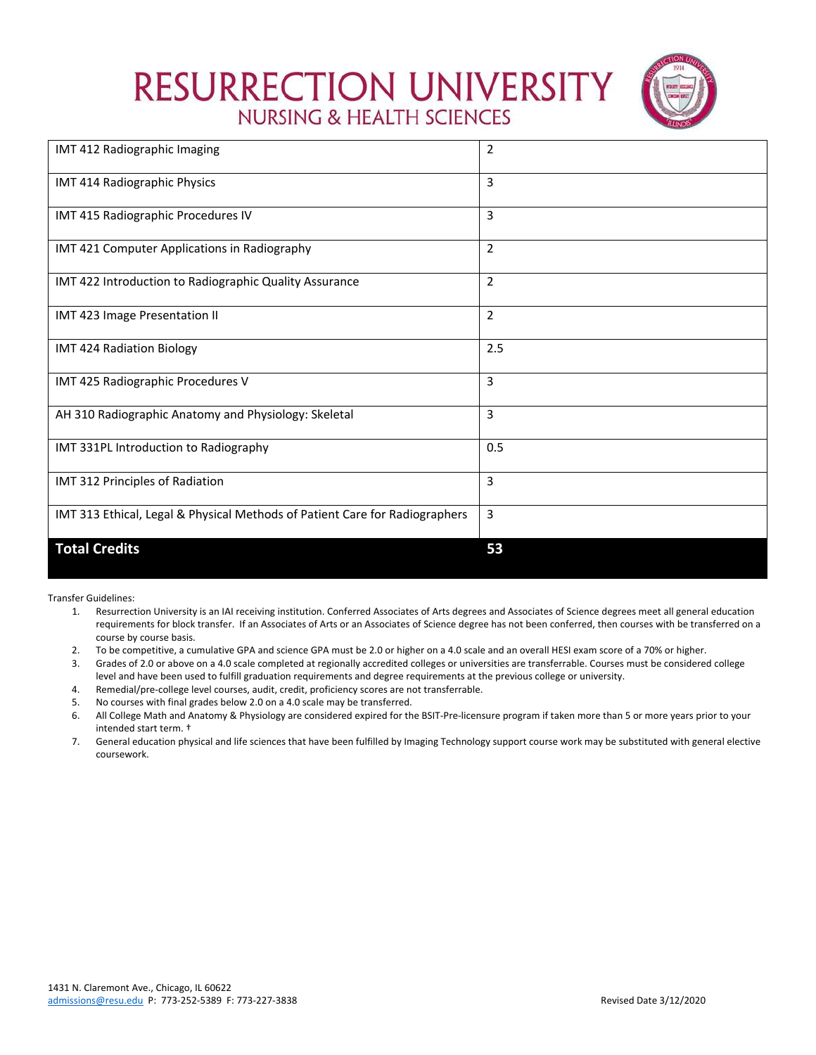# RESURRECTION UNIVERSITY
## NURSING & HEALTH SCIENCES

| | |
|---|---|
| IMT 412 Radiographic Imaging | 2 |
| IMT 414 Radiographic Physics | 3 |
| IMT 415 Radiographic Procedures IV | 3 |
| IMT 421 Computer Applications in Radiography | 2 |
| IMT 422 Introduction to Radiographic Quality Assurance | 2 |
| IMT 423 Image Presentation II | 2 |
| IMT 424 Radiation Biology | 2.5 |
| IMT 425 Radiographic Procedures V | 3 |
| AH 310 Radiographic Anatomy and Physiology: Skeletal | 3 |
| IMT 331PL Introduction to Radiography | 0.5 |
| IMT 312 Principles of Radiation | 3 |
| IMT 313 Ethical, Legal & Physical Methods of Patient Care for Radiographers | 3 |
| **Total Credits** | **53** |

Transfer Guidelines:

1. Resurrection University is an IAI receiving institution. Conferred Associates of Arts degrees and Associates of Science degrees meet all general education requirements for block transfer. If an Associates of Arts or an Associates of Science degree has not been conferred, then courses with be transferred on a course by course basis.
2. To be competitive, a cumulative GPA and science GPA must be 2.0 or higher on a 4.0 scale and an overall HESI exam score of a 70% or higher.
3. Grades of 2.0 or above on a 4.0 scale completed at regionally accredited colleges or universities are transferrable. Courses must be considered college level and have been used to fulfill graduation requirements and degree requirements at the previous college or university.
4. Remedial/pre-college level courses, audit, credit, proficiency scores are not transferrable.
5. No courses with final grades below 2.0 on a 4.0 scale may be transferred.
6. All College Math and Anatomy & Physiology are considered expired for the BSIT-Pre-licensure program if taken more than 5 or more years prior to your intended start term. †
7. General education physical and life sciences that have been fulfilled by Imaging Technology support course work may be substituted with general elective coursework.

1431 N. Claremont Ave., Chicago, IL 60622
admissions@resu.edu P: 773-252-5389 F: 773-227-3838

Revised Date 3/12/2020